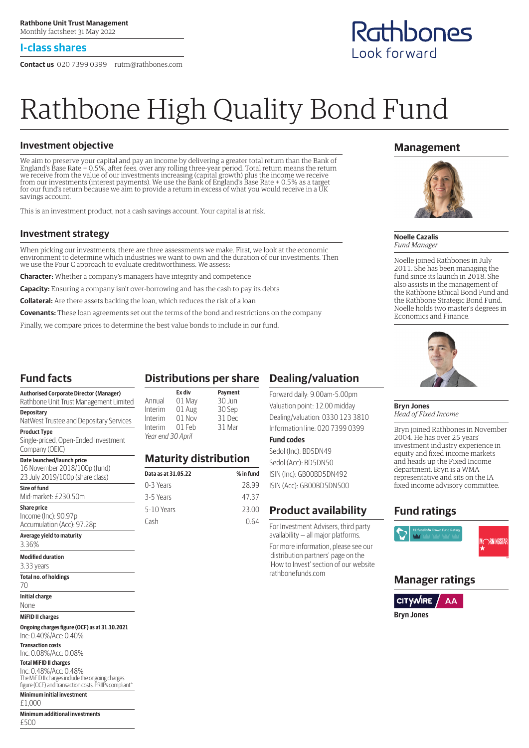Rathbone Unit Trust Management
Monthly factsheet 31 May 2022

**I-class shares**

**Contact us** 020 7399 0399 rutm@rathbones.com

Rathbones
Look forward

# Rathbone High Quality Bond Fund

## Investment objective

We aim to preserve your capital and pay an income by delivering a greater total return than the Bank of England's Base Rate + 0.5%, after fees, over any rolling three-year period. Total return means the return we receive from the value of our investments increasing (capital growth) plus the income we receive from our investments (interest payments). We use the Bank of England's Base Rate + 0.5% as a target for our fund's return because we aim to provide a return in excess of what you would receive in a UK savings account.

This is an investment product, not a cash savings account. Your capital is at risk.

## Investment strategy

When picking our investments, there are three assessments we make. First, we look at the economic environment to determine which industries we want to own and the duration of our investments. Then we use the Four C approach to evaluate creditworthiness. We assess:

**Character:** Whether a company's managers have integrity and competence

**Capacity:** Ensuring a company isn't over-borrowing and has the cash to pay its debts

**Collateral:** Are there assets backing the loan, which reduces the risk of a loan

**Covenants:** These loan agreements set out the terms of the bond and restrictions on the company

Finally, we compare prices to determine the best value bonds to include in our fund.

## Management

**Noelle Cazalis**
*Fund Manager*

Noelle joined Rathbones in July 2011. She has been managing the fund since its launch in 2018. She also assists in the management of the Rathbone Ethical Bond Fund and the Rathbone Strategic Bond Fund. Noelle holds two master's degrees in Economics and Finance.

**Bryn Jones**
*Head of Fixed Income*

Bryn joined Rathbones in November 2004. He has over 25 years' investment industry experience in equity and fixed income markets and heads up the Fixed Income department. Bryn is a WMA representative and sits on the IA fixed income advisory committee.

## Fund facts

**Authorised Corporate Director (Manager)**
Rathbone Unit Trust Management Limited

**Depositary**
NatWest Trustee and Depositary Services

**Product Type**
Single-priced, Open-Ended Investment Company (OEIC)

**Date launched/launch price**
16 November 2018/100p (fund)
23 July 2019/100p (share class)

**Size of fund**
Mid-market: £230.50m

**Share price**
Income (Inc): 90.97p
Accumulation (Acc): 97.28p

**Average yield to maturity**
3.36%

**Modified duration**
3.33 years

**Total no. of holdings**
70

**Initial charge**
None

**MiFID II charges**

**Ongoing charges figure (OCF) as at 31.10.2021**
Inc: 0.40%/Acc: 0.40%

**Transaction costs**
Inc: 0.08%/Acc: 0.08%

**Total MiFID II charges**
Inc: 0.48%/Acc: 0.48%
The MiFID II charges include the ongoing charges figure (OCF) and transaction costs. PRIIPs compliant^

**Minimum initial investment**
£1,000

**Minimum additional investments**
£500

## Distributions per share

| | Ex div | Payment |
|---|---|---|
| Annual | 01 May | 30 Jun |
| Interim | 01 Aug | 30 Sep |
| Interim | 01 Nov | 31 Dec |
| Interim | 01 Feb | 31 Mar |

*Year end 30 April*

## Maturity distribution

| Data as at 31.05.22 | % in fund |
|---|---|
| 0-3 Years | 28.99 |
| 3-5 Years | 47.37 |
| 5-10 Years | 23.00 |
| Cash | 0.64 |

## Dealing/valuation

Forward daily: 9.00am-5.00pm
Valuation point: 12.00 midday
Dealing/valuation: 0330 123 3810
Information line: 020 7399 0399

**Fund codes**

Sedol (Inc): BD5DN49
Sedol (Acc): BD5DN50
ISIN (Inc): GB00BD5DN492
ISIN (Acc): GB00BD5DN500

## Product availability

For Investment Advisers, third party availability – all major platforms.

For more information, please see our 'distribution partners' page on the 'How to Invest' section of our website rathbonefunds.com

## Fund ratings

FE fundinfo Crown Fund Rating

MORNINGSTAR

## Manager ratings

CITYWIRE AA

**Bryn Jones**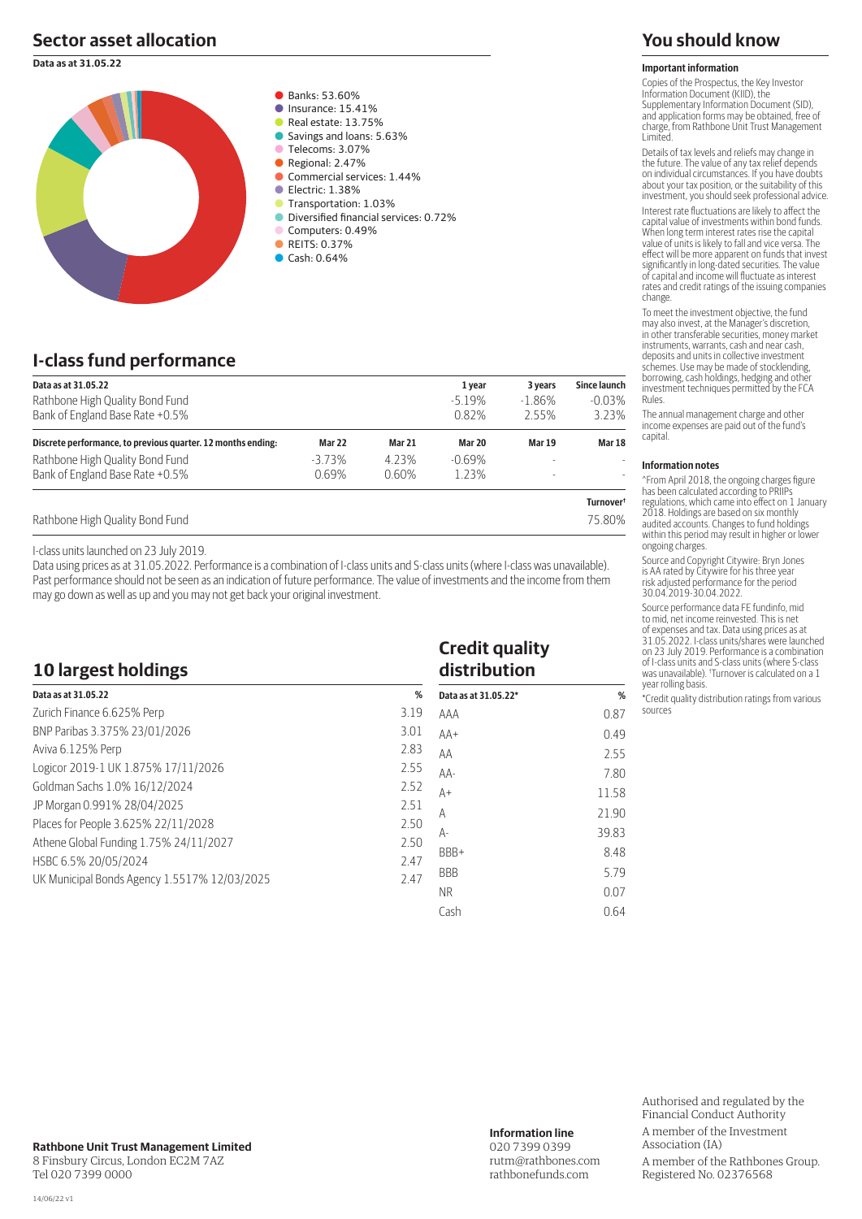## Sector asset allocation

**Data as at 31.05.22**

- Banks: 53.60%
- Insurance: 15.41%
- Real estate: 13.75%
- Savings and loans: 5.63%
- Telecoms: 3.07%
- Regional: 2.47%
- Commercial services: 1.44%
- Electric: 1.38%
- Transportation: 1.03%
- Diversified financial services: 0.72%
- Computers: 0.49%
- REITS: 0.37%
- Cash: 0.64%

## I-class fund performance

| Data as at 31.05.22 | | | 1 year | 3 years | Since launch |
|---|---|---|---|---|---|
| Rathbone High Quality Bond Fund | | | -5.19% | -1.86% | -0.03% |
| Bank of England Base Rate +0.5% | | | 0.82% | 2.55% | 3.23% |
| **Discrete performance, to previous quarter. 12 months ending:** | **Mar 22** | **Mar 21** | **Mar 20** | **Mar 19** | **Mar 18** |
| Rathbone High Quality Bond Fund | -3.73% | 4.23% | -0.69% | - | - |
| Bank of England Base Rate +0.5% | 0.69% | 0.60% | 1.23% | - | - |

| | Turnover[†] |
|---|---|
| Rathbone High Quality Bond Fund | 75.80% |

I-class units launched on 23 July 2019.

Data using prices as at 31.05.2022. Performance is a combination of I-class units and S-class units (where I-class was unavailable). Past performance should not be seen as an indication of future performance. The value of investments and the income from them may go down as well as up and you may not get back your original investment.

## 10 largest holdings

| Data as at 31.05.22 | % |
|---|---|
| Zurich Finance 6.625% Perp | 3.19 |
| BNP Paribas 3.375% 23/01/2026 | 3.01 |
| Aviva 6.125% Perp | 2.83 |
| Logicor 2019-1 UK 1.875% 17/11/2026 | 2.55 |
| Goldman Sachs 1.0% 16/12/2024 | 2.52 |
| JP Morgan 0.991% 28/04/2025 | 2.51 |
| Places for People 3.625% 22/11/2028 | 2.50 |
| Athene Global Funding 1.75% 24/11/2027 | 2.50 |
| HSBC 6.5% 20/05/2024 | 2.47 |
| UK Municipal Bonds Agency 1.5517% 12/03/2025 | 2.47 |

## Credit quality distribution

| Data as at 31.05.22* | % |
|---|---|
| AAA | 0.87 |
| AA+ | 0.49 |
| AA | 2.55 |
| AA- | 7.80 |
| A+ | 11.58 |
| A | 21.90 |
| A- | 39.83 |
| BBB+ | 8.48 |
| BBB | 5.79 |
| NR | 0.07 |
| Cash | 0.64 |

## You should know

### Important information

Copies of the Prospectus, the Key Investor Information Document (KIID), the Supplementary Information Document (SID), and application forms may be obtained, free of charge, from Rathbone Unit Trust Management Limited.

Details of tax levels and reliefs may change in the future. The value of any tax relief depends on individual circumstances. If you have doubts about your tax position, or the suitability of this investment, you should seek professional advice.

Interest rate fluctuations are likely to affect the capital value of investments within bond funds. When long term interest rates rise the capital value of units is likely to fall and vice versa. The effect will be more apparent on funds that invest significantly in long-dated securities. The value of capital and income will fluctuate as interest rates and credit ratings of the issuing companies change.

To meet the investment objective, the fund may also invest, at the Manager's discretion, in other transferable securities, money market instruments, warrants, cash and near cash, deposits and units in collective investment schemes. Use may be made of stocklending, borrowing, cash holdings, hedging and other investment techniques permitted by the FCA Rules.

The annual management charge and other income expenses are paid out of the fund's capital.

### Information notes

^From April 2018, the ongoing charges figure has been calculated according to PRIIPs regulations, which came into effect on 1 January 2018. Holdings are based on six monthly audited accounts. Changes to fund holdings within this period may result in higher or lower ongoing charges.

Source and Copyright Citywire: Bryn Jones is AA rated by Citywire for his three year risk adjusted performance for the period 30.04.2019-30.04.2022.

Source performance data FE fundinfo, mid to mid, net income reinvested. This is net of expenses and tax. Data using prices as at 31.05.2022. I-class units/shares were launched on 23 July 2019. Performance is a combination of I-class units and S-class units (where S-class was unavailable). †Turnover is calculated on a 1 year rolling basis.

*Credit quality distribution ratings from various sources

**Rathbone Unit Trust Management Limited**
8 Finsbury Circus, London EC2M 7AZ
Tel 020 7399 0000

**Information line**
020 7399 0399
rutm@rathbones.com
rathbonefunds.com

Authorised and regulated by the Financial Conduct Authority

A member of the Investment Association (IA)

A member of the Rathbones Group. Registered No. 02376568

14/06/22 v1